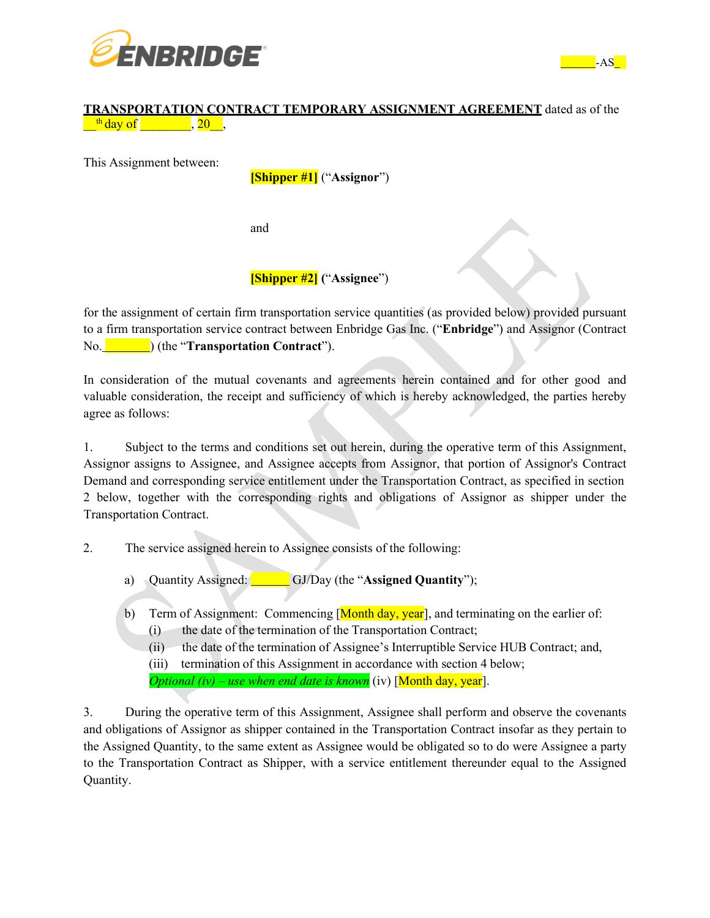ENBRIDGE

______-AS_

**TRANSPORTATION CONTRACT TEMPORARY ASSIGNMENT AGREEMENT** dated as of the __th day of ________, 20__,

This Assignment between:

**[Shipper #1]** ("**Assignor**")

and

**[Shipper #2]** ("**Assignee**")

for the assignment of certain firm transportation service quantities (as provided below) provided pursuant to a firm transportation service contract between Enbridge Gas Inc. ("**Enbridge**") and Assignor (Contract No.________) (the "**Transportation Contract**").

In consideration of the mutual covenants and agreements herein contained and for other good and valuable consideration, the receipt and sufficiency of which is hereby acknowledged, the parties hereby agree as follows:

1. Subject to the terms and conditions set out herein, during the operative term of this Assignment, Assignor assigns to Assignee, and Assignee accepts from Assignor, that portion of Assignor's Contract Demand and corresponding service entitlement under the Transportation Contract, as specified in section 2 below, together with the corresponding rights and obligations of Assignor as shipper under the Transportation Contract.

2. The service assigned herein to Assignee consists of the following:

   a) Quantity Assigned: ______ GJ/Day (the "**Assigned Quantity**");

   b) Term of Assignment: Commencing [Month day, year], and terminating on the earlier of:
      (i) the date of the termination of the Transportation Contract;
      (ii) the date of the termination of Assignee's Interruptible Service HUB Contract; and,
      (iii) termination of this Assignment in accordance with section 4 below;
      *Optional (iv) – use when end date is known* (iv) [Month day, year].

3. During the operative term of this Assignment, Assignee shall perform and observe the covenants and obligations of Assignor as shipper contained in the Transportation Contract insofar as they pertain to the Assigned Quantity, to the same extent as Assignee would be obligated so to do were Assignee a party to the Transportation Contract as Shipper, with a service entitlement thereunder equal to the Assigned Quantity.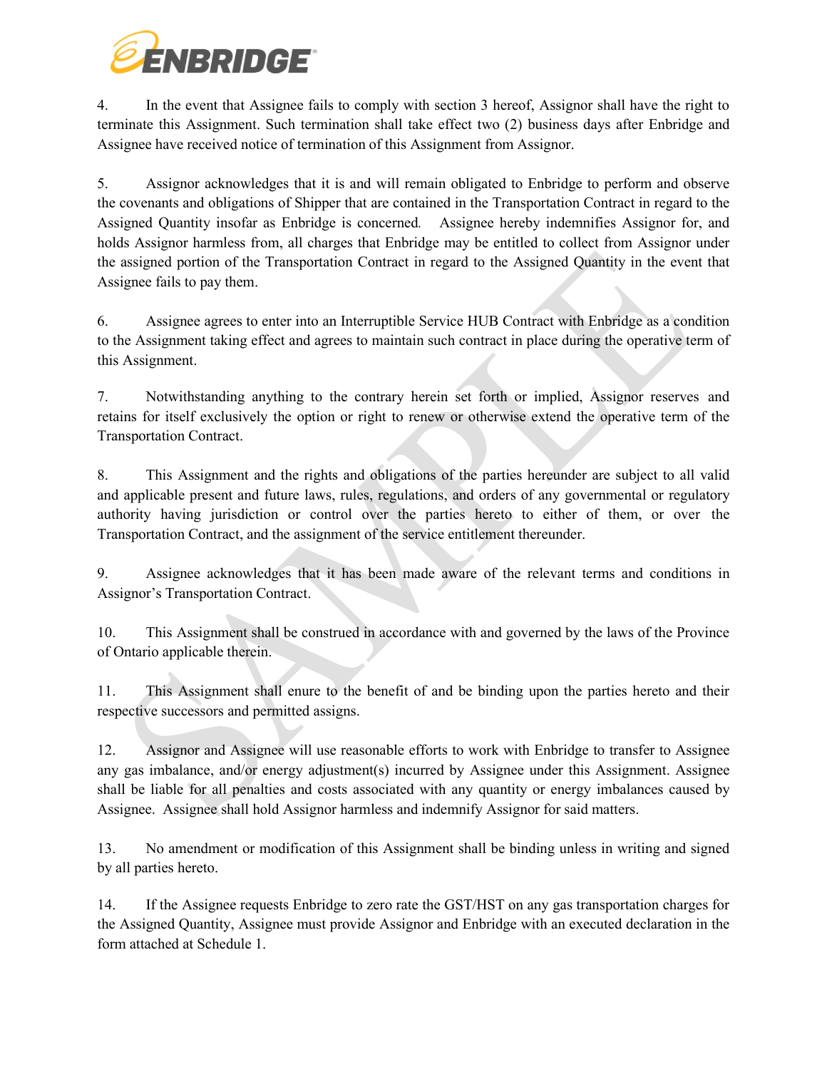4. In the event that Assignee fails to comply with section 3 hereof, Assignor shall have the right to terminate this Assignment. Such termination shall take effect two (2) business days after Enbridge and Assignee have received notice of termination of this Assignment from Assignor.

5. Assignor acknowledges that it is and will remain obligated to Enbridge to perform and observe the covenants and obligations of Shipper that are contained in the Transportation Contract in regard to the Assigned Quantity insofar as Enbridge is concerned. Assignee hereby indemnifies Assignor for, and holds Assignor harmless from, all charges that Enbridge may be entitled to collect from Assignor under the assigned portion of the Transportation Contract in regard to the Assigned Quantity in the event that Assignee fails to pay them.

6. Assignee agrees to enter into an Interruptible Service HUB Contract with Enbridge as a condition to the Assignment taking effect and agrees to maintain such contract in place during the operative term of this Assignment.

7. Notwithstanding anything to the contrary herein set forth or implied, Assignor reserves and retains for itself exclusively the option or right to renew or otherwise extend the operative term of the Transportation Contract.

8. This Assignment and the rights and obligations of the parties hereunder are subject to all valid and applicable present and future laws, rules, regulations, and orders of any governmental or regulatory authority having jurisdiction or control over the parties hereto to either of them, or over the Transportation Contract, and the assignment of the service entitlement thereunder.

9. Assignee acknowledges that it has been made aware of the relevant terms and conditions in Assignor's Transportation Contract.

10. This Assignment shall be construed in accordance with and governed by the laws of the Province of Ontario applicable therein.

11. This Assignment shall enure to the benefit of and be binding upon the parties hereto and their respective successors and permitted assigns.

12. Assignor and Assignee will use reasonable efforts to work with Enbridge to transfer to Assignee any gas imbalance, and/or energy adjustment(s) incurred by Assignee under this Assignment. Assignee shall be liable for all penalties and costs associated with any quantity or energy imbalances caused by Assignee. Assignee shall hold Assignor harmless and indemnify Assignor for said matters.

13. No amendment or modification of this Assignment shall be binding unless in writing and signed by all parties hereto.

14. If the Assignee requests Enbridge to zero rate the GST/HST on any gas transportation charges for the Assigned Quantity, Assignee must provide Assignor and Enbridge with an executed declaration in the form attached at Schedule 1.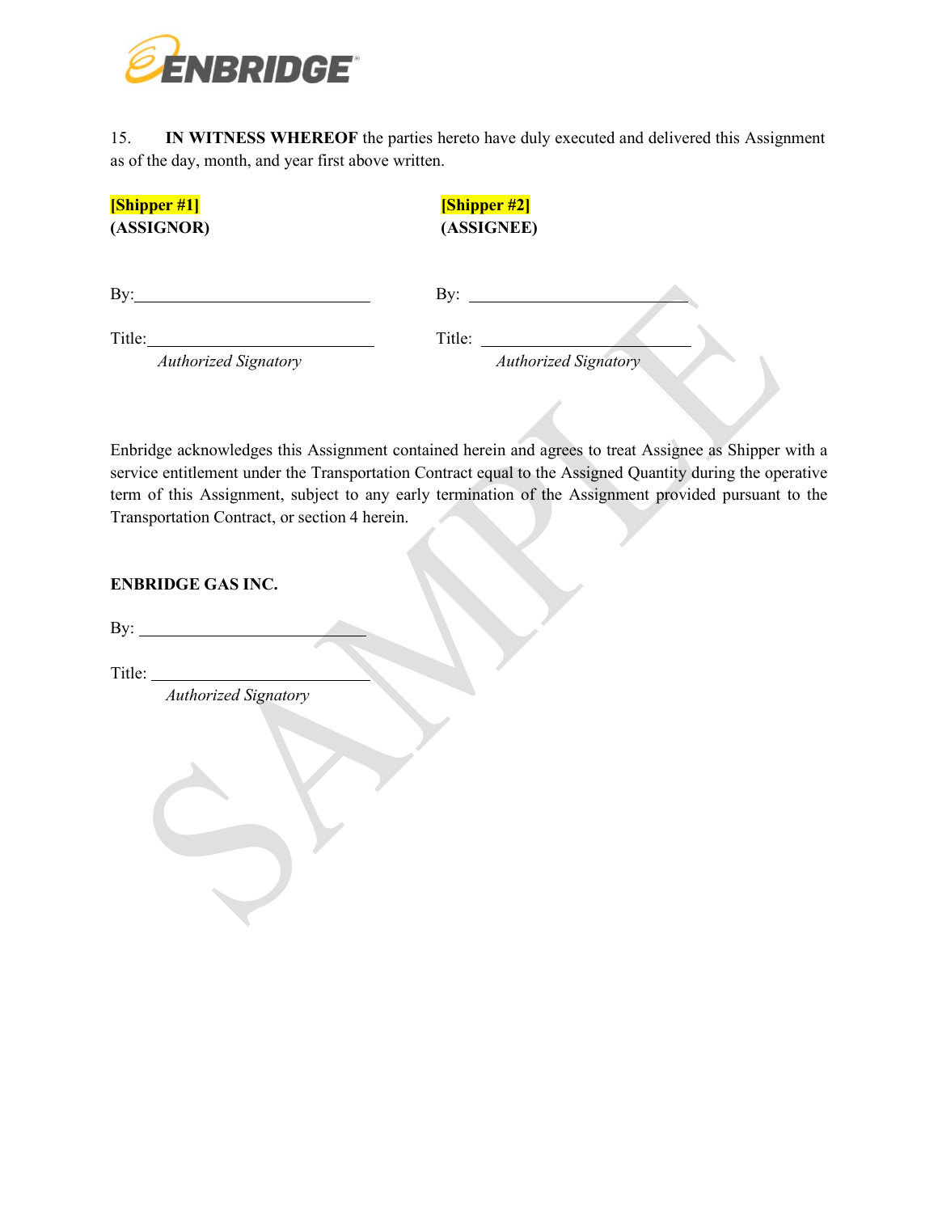15. **IN WITNESS WHEREOF** the parties hereto have duly executed and delivered this Assignment as of the day, month, and year first above written.

| **[Shipper #1]**<br>**(ASSIGNOR)** | **[Shipper #2]**<br>**(ASSIGNEE)** |
|---|---|
| By:\_\_\_\_\_\_\_\_\_\_\_\_\_\_\_\_\_\_\_\_\_\_\_\_\_\_\_\_ | By: \_\_\_\_\_\_\_\_\_\_\_\_\_\_\_\_\_\_\_\_\_\_\_\_\_\_\_\_ |
| Title:\_\_\_\_\_\_\_\_\_\_\_\_\_\_\_\_\_\_\_\_\_\_\_\_\_\_\_\_<br>*Authorized Signatory* | Title: \_\_\_\_\_\_\_\_\_\_\_\_\_\_\_\_\_\_\_\_\_\_\_\_\_\_\_\_<br>*Authorized Signatory* |

Enbridge acknowledges this Assignment contained herein and agrees to treat Assignee as Shipper with a service entitlement under the Transportation Contract equal to the Assigned Quantity during the operative term of this Assignment, subject to any early termination of the Assignment provided pursuant to the Transportation Contract, or section 4 herein.

**ENBRIDGE GAS INC.**

By: \_\_\_\_\_\_\_\_\_\_\_\_\_\_\_\_\_\_\_\_\_\_\_\_\_\_\_\_

Title: \_\_\_\_\_\_\_\_\_\_\_\_\_\_\_\_\_\_\_\_\_\_\_\_\_\_\_\_

*Authorized Signatory*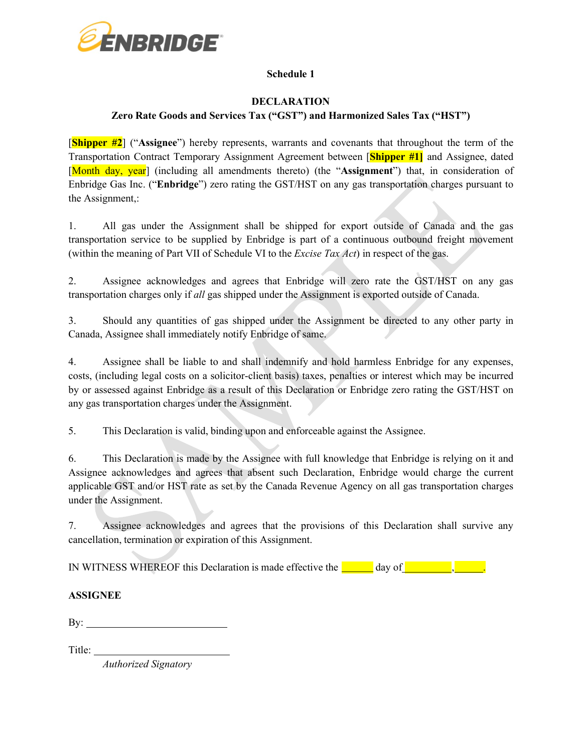**Schedule 1**

**DECLARATION**

**Zero Rate Goods and Services Tax ("GST") and Harmonized Sales Tax ("HST")**

[Shipper #2] ("**Assignee**") hereby represents, warrants and covenants that throughout the term of the Transportation Contract Temporary Assignment Agreement between [Shipper #1] and Assignee, dated [Month day, year] (including all amendments thereto) (the "**Assignment**") that, in consideration of Enbridge Gas Inc. ("**Enbridge**") zero rating the GST/HST on any gas transportation charges pursuant to the Assignment,:

1. All gas under the Assignment shall be shipped for export outside of Canada and the gas transportation service to be supplied by Enbridge is part of a continuous outbound freight movement (within the meaning of Part VII of Schedule VI to the *Excise Tax Act*) in respect of the gas.

2. Assignee acknowledges and agrees that Enbridge will zero rate the GST/HST on any gas transportation charges only if *all* gas shipped under the Assignment is exported outside of Canada.

3. Should any quantities of gas shipped under the Assignment be directed to any other party in Canada, Assignee shall immediately notify Enbridge of same.

4. Assignee shall be liable to and shall indemnify and hold harmless Enbridge for any expenses, costs, (including legal costs on a solicitor-client basis) taxes, penalties or interest which may be incurred by or assessed against Enbridge as a result of this Declaration or Enbridge zero rating the GST/HST on any gas transportation charges under the Assignment.

5. This Declaration is valid, binding upon and enforceable against the Assignee.

6. This Declaration is made by the Assignee with full knowledge that Enbridge is relying on it and Assignee acknowledges and agrees that absent such Declaration, Enbridge would charge the current applicable GST and/or HST rate as set by the Canada Revenue Agency on all gas transportation charges under the Assignment.

7. Assignee acknowledges and agrees that the provisions of this Declaration shall survive any cancellation, termination or expiration of this Assignment.

IN WITNESS WHEREOF this Declaration is made effective the ______ day of __________, ______.

**ASSIGNEE**

By: ____________________________

Title: ____________________________

*Authorized Signatory*